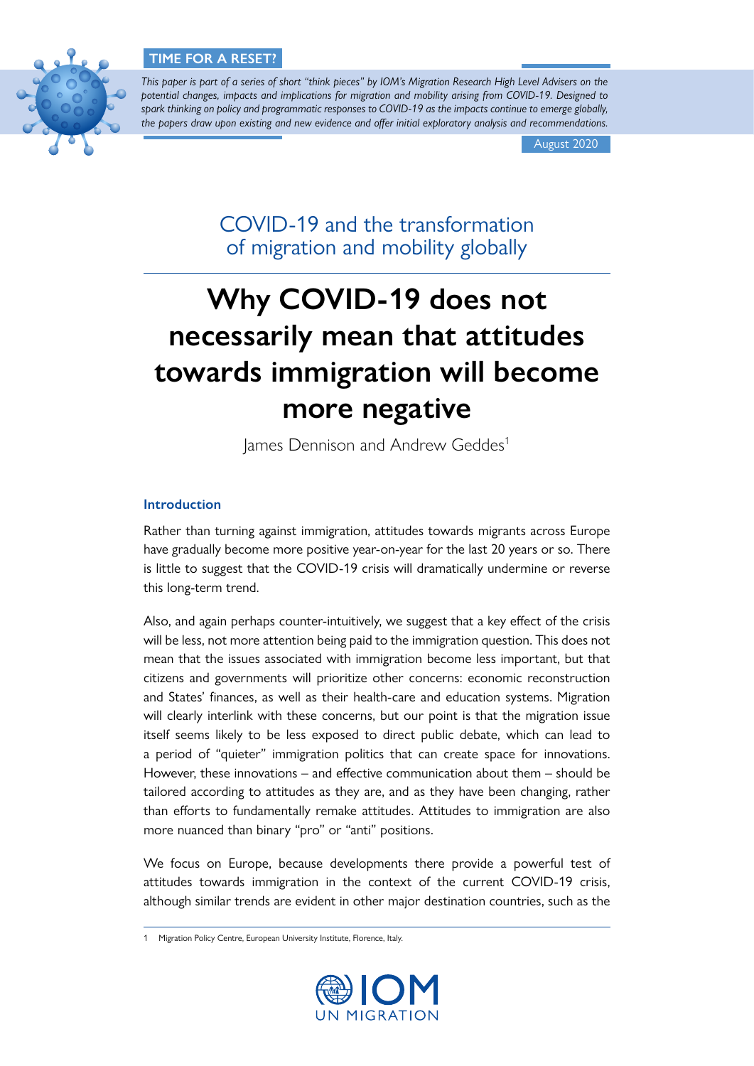**TIME FOR A RESET?**

*This paper is part of a series of short "think pieces" by IOM's Migration Research High Level Advisers on the potential changes, impacts and implications for migration and mobility arising from COVID-19. Designed to spark thinking on policy and programmatic responses to COVID-19 as the impacts continue to emerge globally, the papers draw upon existing and new evidence and offer initial exploratory analysis and recommendations.*

August 2020

## COVID-19 and the transformation of migration and mobility globally

# Why COVID-19 does not necessarily mean that attitudes towards immigration will become more negative

James Dennison and Andrew Geddes[1]

### Introduction

Rather than turning against immigration, attitudes towards migrants across Europe have gradually become more positive year-on-year for the last 20 years or so. There is little to suggest that the COVID-19 crisis will dramatically undermine or reverse this long-term trend.

Also, and again perhaps counter-intuitively, we suggest that a key effect of the crisis will be less, not more attention being paid to the immigration question. This does not mean that the issues associated with immigration become less important, but that citizens and governments will prioritize other concerns: economic reconstruction and States' finances, as well as their health-care and education systems. Migration will clearly interlink with these concerns, but our point is that the migration issue itself seems likely to be less exposed to direct public debate, which can lead to a period of "quieter" immigration politics that can create space for innovations. However, these innovations – and effective communication about them – should be tailored according to attitudes as they are, and as they have been changing, rather than efforts to fundamentally remake attitudes. Attitudes to immigration are also more nuanced than binary "pro" or "anti" positions.

We focus on Europe, because developments there provide a powerful test of attitudes towards immigration in the context of the current COVID-19 crisis, although similar trends are evident in other major destination countries, such as the

1 Migration Policy Centre, European University Institute, Florence, Italy.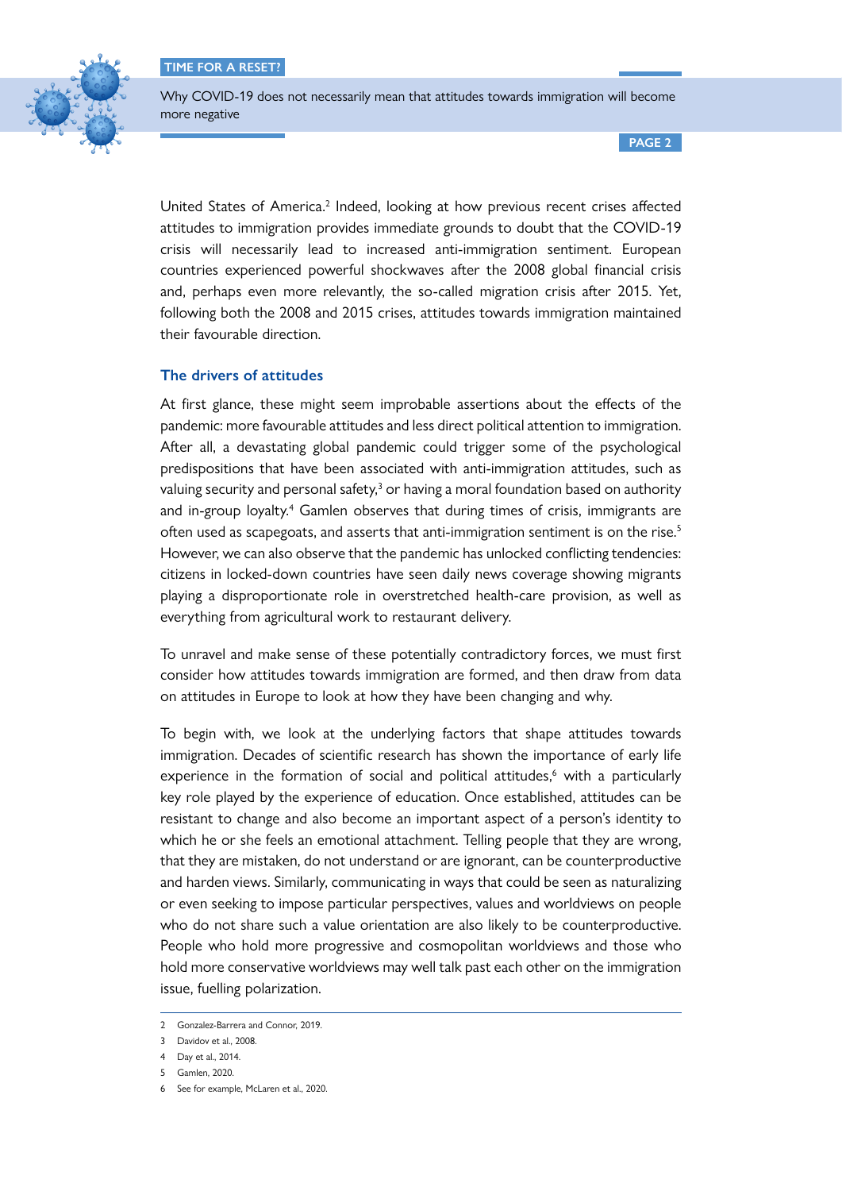United States of America.[2] Indeed, looking at how previous recent crises affected attitudes to immigration provides immediate grounds to doubt that the COVID-19 crisis will necessarily lead to increased anti-immigration sentiment. European countries experienced powerful shockwaves after the 2008 global financial crisis and, perhaps even more relevantly, the so-called migration crisis after 2015. Yet, following both the 2008 and 2015 crises, attitudes towards immigration maintained their favourable direction.

### The drivers of attitudes

At first glance, these might seem improbable assertions about the effects of the pandemic: more favourable attitudes and less direct political attention to immigration. After all, a devastating global pandemic could trigger some of the psychological predispositions that have been associated with anti-immigration attitudes, such as valuing security and personal safety,[3] or having a moral foundation based on authority and in-group loyalty.[4] Gamlen observes that during times of crisis, immigrants are often used as scapegoats, and asserts that anti-immigration sentiment is on the rise.[5] However, we can also observe that the pandemic has unlocked conflicting tendencies: citizens in locked-down countries have seen daily news coverage showing migrants playing a disproportionate role in overstretched health-care provision, as well as everything from agricultural work to restaurant delivery.

To unravel and make sense of these potentially contradictory forces, we must first consider how attitudes towards immigration are formed, and then draw from data on attitudes in Europe to look at how they have been changing and why.

To begin with, we look at the underlying factors that shape attitudes towards immigration. Decades of scientific research has shown the importance of early life experience in the formation of social and political attitudes,[6] with a particularly key role played by the experience of education. Once established, attitudes can be resistant to change and also become an important aspect of a person's identity to which he or she feels an emotional attachment. Telling people that they are wrong, that they are mistaken, do not understand or are ignorant, can be counterproductive and harden views. Similarly, communicating in ways that could be seen as naturalizing or even seeking to impose particular perspectives, values and worldviews on people who do not share such a value orientation are also likely to be counterproductive. People who hold more progressive and cosmopolitan worldviews and those who hold more conservative worldviews may well talk past each other on the immigration issue, fuelling polarization.

---

2 Gonzalez-Barrera and Connor, 2019.

3 Davidov et al., 2008.

4 Day et al., 2014.

5 Gamlen, 2020.

6 See for example, McLaren et al., 2020.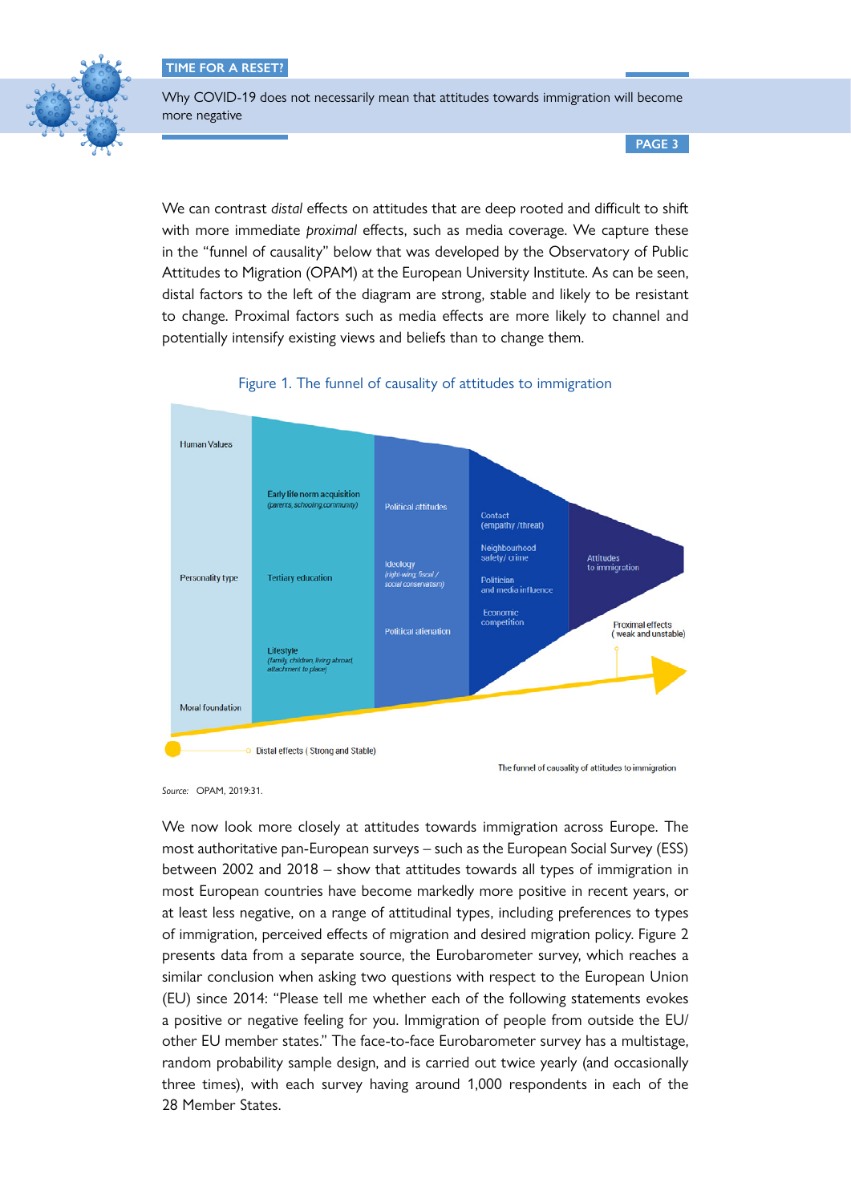We can contrast *distal* effects on attitudes that are deep rooted and difficult to shift with more immediate *proximal* effects, such as media coverage. We capture these in the "funnel of causality" below that was developed by the Observatory of Public Attitudes to Migration (OPAM) at the European University Institute. As can be seen, distal factors to the left of the diagram are strong, stable and likely to be resistant to change. Proximal factors such as media effects are more likely to channel and potentially intensify existing views and beliefs than to change them.

Figure 1. The funnel of causality of attitudes to immigration

*Source:* OPAM, 2019:31.

We now look more closely at attitudes towards immigration across Europe. The most authoritative pan-European surveys – such as the European Social Survey (ESS) between 2002 and 2018 – show that attitudes towards all types of immigration in most European countries have become markedly more positive in recent years, or at least less negative, on a range of attitudinal types, including preferences to types of immigration, perceived effects of migration and desired migration policy. Figure 2 presents data from a separate source, the Eurobarometer survey, which reaches a similar conclusion when asking two questions with respect to the European Union (EU) since 2014: "Please tell me whether each of the following statements evokes a positive or negative feeling for you. Immigration of people from outside the EU/ other EU member states." The face-to-face Eurobarometer survey has a multistage, random probability sample design, and is carried out twice yearly (and occasionally three times), with each survey having around 1,000 respondents in each of the 28 Member States.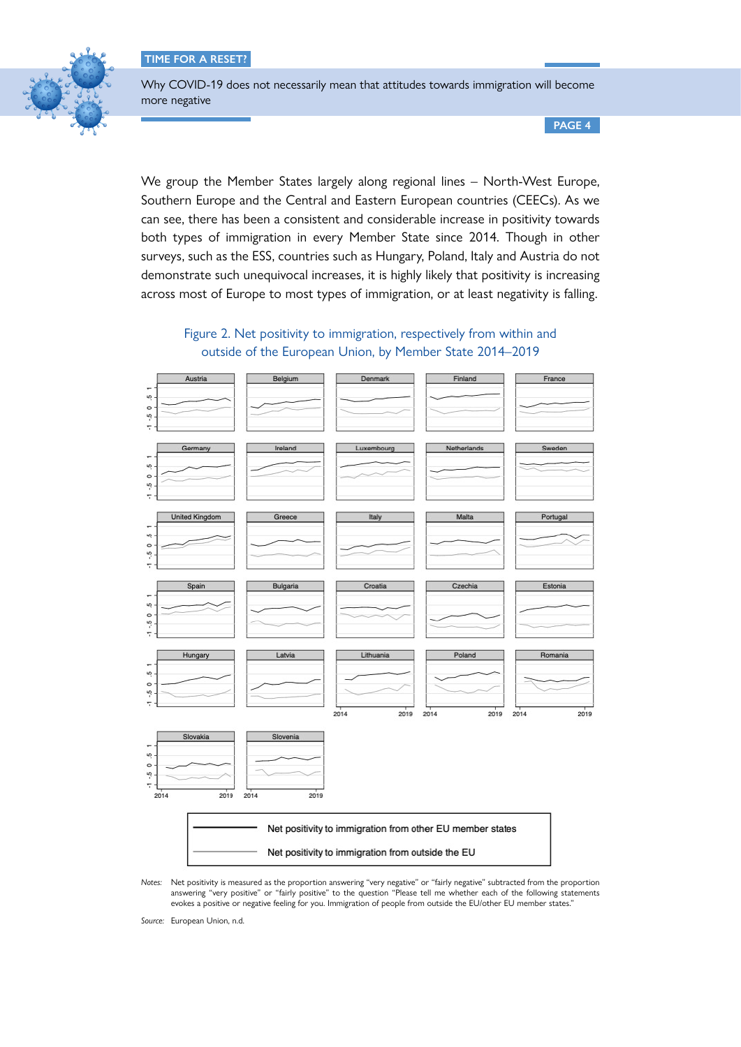We group the Member States largely along regional lines – North-West Europe, Southern Europe and the Central and Eastern European countries (CEECs). As we can see, there has been a consistent and considerable increase in positivity towards both types of immigration in every Member State since 2014. Though in other surveys, such as the ESS, countries such as Hungary, Poland, Italy and Austria do not demonstrate such unequivocal increases, it is highly likely that positivity is increasing across most of Europe to most types of immigration, or at least negativity is falling.

Figure 2. Net positivity to immigration, respectively from within and outside of the European Union, by Member State 2014–2019

Net positivity to immigration from other EU member states

Net positivity to immigration from outside the EU

*Notes:* Net positivity is measured as the proportion answering "very negative" or "fairly negative" subtracted from the proportion answering "very positive" or "fairly positive" to the question "Please tell me whether each of the following statements evokes a positive or negative feeling for you. Immigration of people from outside the EU/other EU member states."

*Source:* European Union, n.d.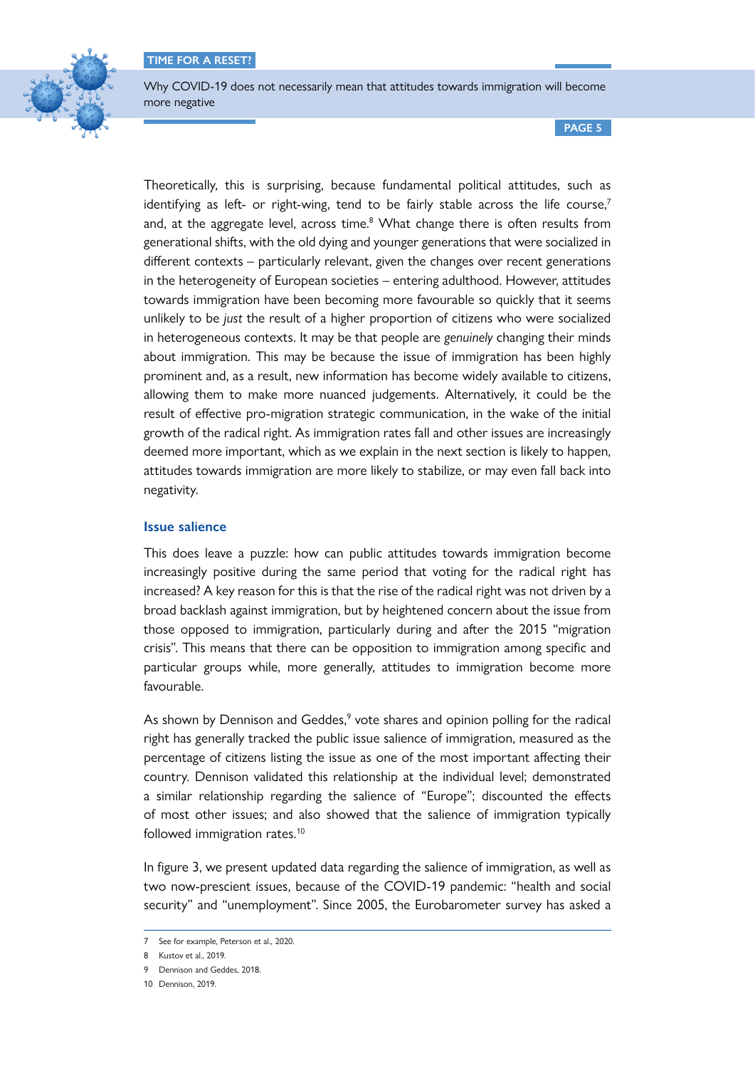Theoretically, this is surprising, because fundamental political attitudes, such as identifying as left- or right-wing, tend to be fairly stable across the life course,[7] and, at the aggregate level, across time.[8] What change there is often results from generational shifts, with the old dying and younger generations that were socialized in different contexts – particularly relevant, given the changes over recent generations in the heterogeneity of European societies – entering adulthood. However, attitudes towards immigration have been becoming more favourable so quickly that it seems unlikely to be *just* the result of a higher proportion of citizens who were socialized in heterogeneous contexts. It may be that people are *genuinely* changing their minds about immigration. This may be because the issue of immigration has been highly prominent and, as a result, new information has become widely available to citizens, allowing them to make more nuanced judgements. Alternatively, it could be the result of effective pro-migration strategic communication, in the wake of the initial growth of the radical right. As immigration rates fall and other issues are increasingly deemed more important, which as we explain in the next section is likely to happen, attitudes towards immigration are more likely to stabilize, or may even fall back into negativity.

## Issue salience

This does leave a puzzle: how can public attitudes towards immigration become increasingly positive during the same period that voting for the radical right has increased? A key reason for this is that the rise of the radical right was not driven by a broad backlash against immigration, but by heightened concern about the issue from those opposed to immigration, particularly during and after the 2015 "migration crisis". This means that there can be opposition to immigration among specific and particular groups while, more generally, attitudes to immigration become more favourable.

As shown by Dennison and Geddes,[9] vote shares and opinion polling for the radical right has generally tracked the public issue salience of immigration, measured as the percentage of citizens listing the issue as one of the most important affecting their country. Dennison validated this relationship at the individual level; demonstrated a similar relationship regarding the salience of "Europe"; discounted the effects of most other issues; and also showed that the salience of immigration typically followed immigration rates.[10]

In figure 3, we present updated data regarding the salience of immigration, as well as two now-prescient issues, because of the COVID-19 pandemic: "health and social security" and "unemployment". Since 2005, the Eurobarometer survey has asked a

---

7 See for example, Peterson et al., 2020.

8 Kustov et al., 2019.

9 Dennison and Geddes, 2018.

10 Dennison, 2019.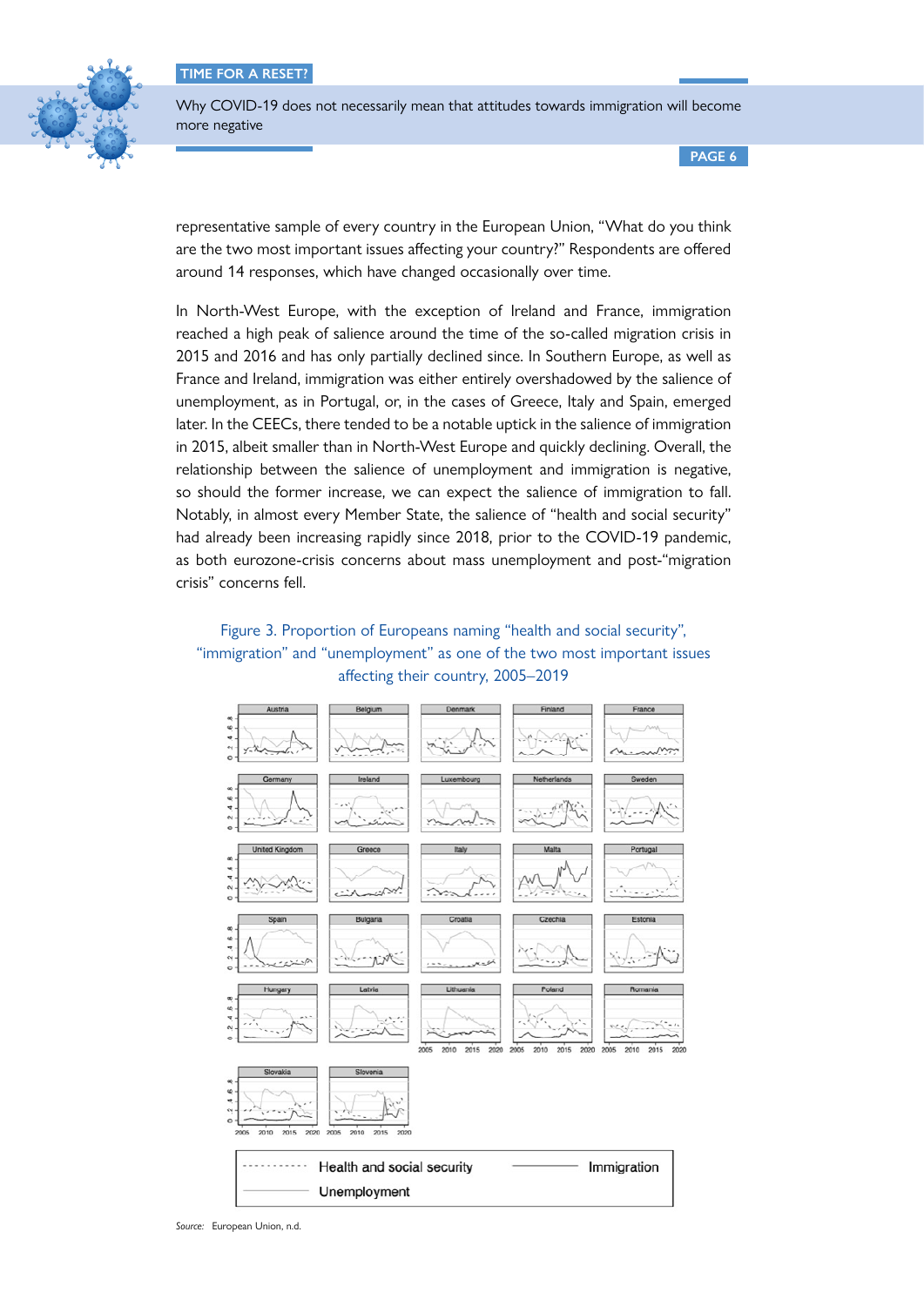representative sample of every country in the European Union, "What do you think are the two most important issues affecting your country?" Respondents are offered around 14 responses, which have changed occasionally over time.

In North-West Europe, with the exception of Ireland and France, immigration reached a high peak of salience around the time of the so-called migration crisis in 2015 and 2016 and has only partially declined since. In Southern Europe, as well as France and Ireland, immigration was either entirely overshadowed by the salience of unemployment, as in Portugal, or, in the cases of Greece, Italy and Spain, emerged later. In the CEECs, there tended to be a notable uptick in the salience of immigration in 2015, albeit smaller than in North-West Europe and quickly declining. Overall, the relationship between the salience of unemployment and immigration is negative, so should the former increase, we can expect the salience of immigration to fall. Notably, in almost every Member State, the salience of "health and social security" had already been increasing rapidly since 2018, prior to the COVID-19 pandemic, as both eurozone-crisis concerns about mass unemployment and post-"migration crisis" concerns fell.

Figure 3. Proportion of Europeans naming "health and social security", "immigration" and "unemployment" as one of the two most important issues affecting their country, 2005–2019

*Source:* European Union, n.d.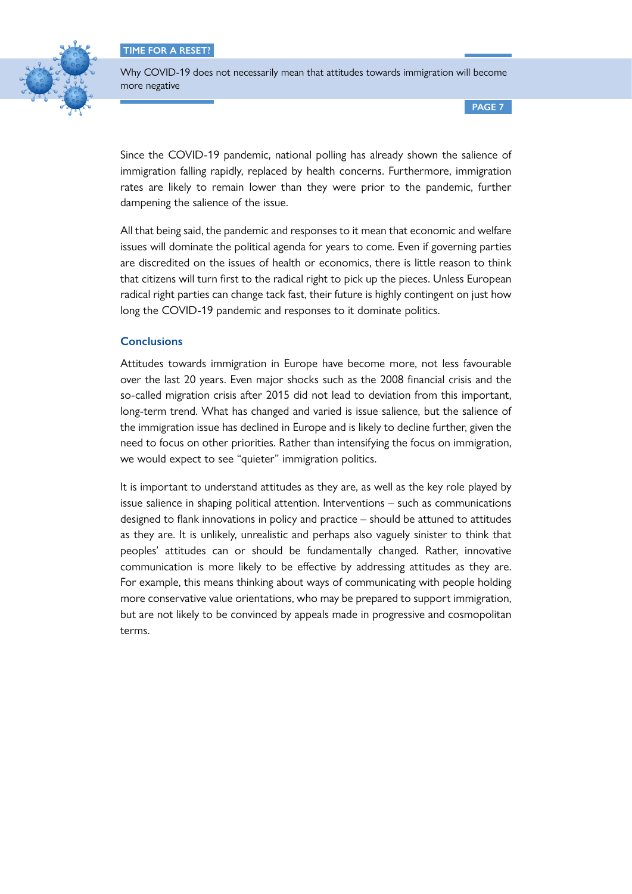Since the COVID-19 pandemic, national polling has already shown the salience of immigration falling rapidly, replaced by health concerns. Furthermore, immigration rates are likely to remain lower than they were prior to the pandemic, further dampening the salience of the issue.

All that being said, the pandemic and responses to it mean that economic and welfare issues will dominate the political agenda for years to come. Even if governing parties are discredited on the issues of health or economics, there is little reason to think that citizens will turn first to the radical right to pick up the pieces. Unless European radical right parties can change tack fast, their future is highly contingent on just how long the COVID-19 pandemic and responses to it dominate politics.

## Conclusions

Attitudes towards immigration in Europe have become more, not less favourable over the last 20 years. Even major shocks such as the 2008 financial crisis and the so-called migration crisis after 2015 did not lead to deviation from this important, long-term trend. What has changed and varied is issue salience, but the salience of the immigration issue has declined in Europe and is likely to decline further, given the need to focus on other priorities. Rather than intensifying the focus on immigration, we would expect to see "quieter" immigration politics.

It is important to understand attitudes as they are, as well as the key role played by issue salience in shaping political attention. Interventions – such as communications designed to flank innovations in policy and practice – should be attuned to attitudes as they are. It is unlikely, unrealistic and perhaps also vaguely sinister to think that peoples' attitudes can or should be fundamentally changed. Rather, innovative communication is more likely to be effective by addressing attitudes as they are. For example, this means thinking about ways of communicating with people holding more conservative value orientations, who may be prepared to support immigration, but are not likely to be convinced by appeals made in progressive and cosmopolitan terms.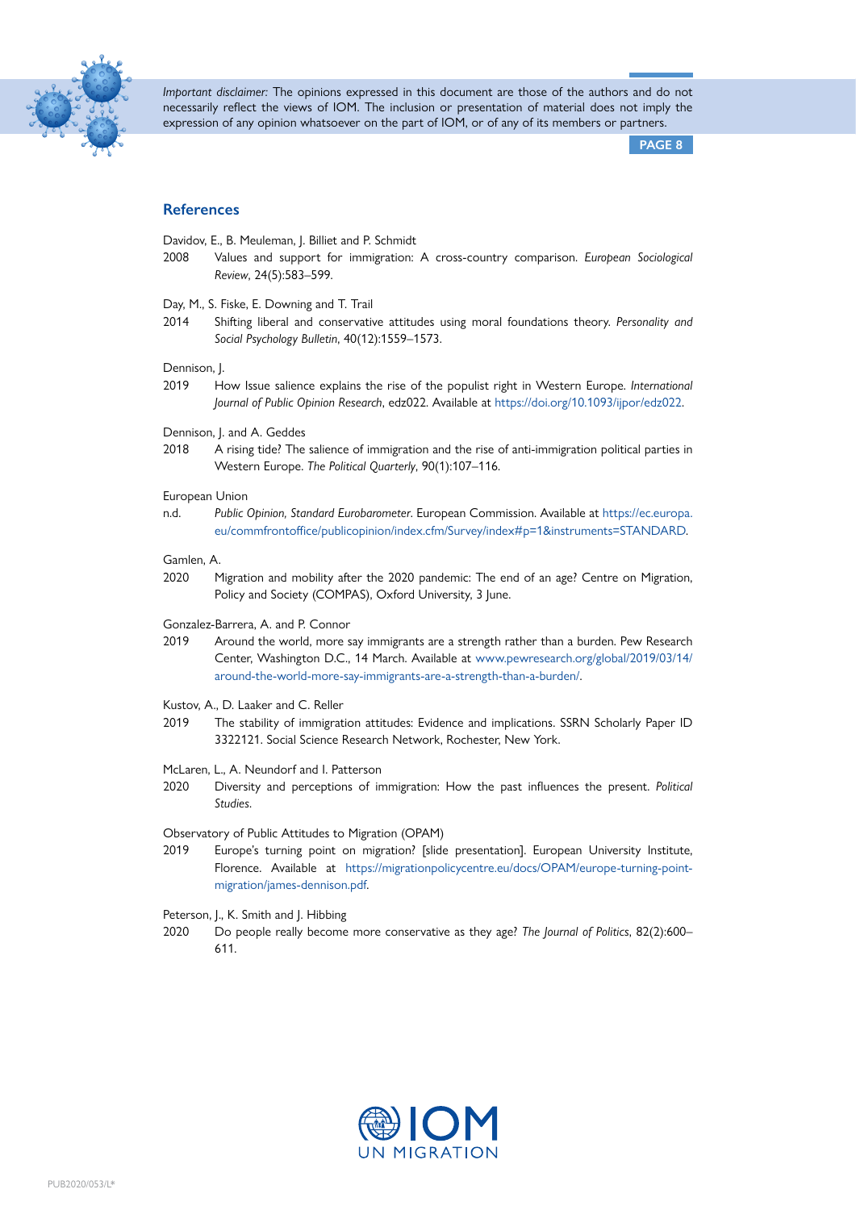*Important disclaimer:* The opinions expressed in this document are those of the authors and do not necessarily reflect the views of IOM. The inclusion or presentation of material does not imply the expression of any opinion whatsoever on the part of IOM, or of any of its members or partners.

## References

Davidov, E., B. Meuleman, J. Billiet and P. Schmidt
2008 Values and support for immigration: A cross-country comparison. *European Sociological Review*, 24(5):583–599.

Day, M., S. Fiske, E. Downing and T. Trail
2014 Shifting liberal and conservative attitudes using moral foundations theory. *Personality and Social Psychology Bulletin*, 40(12):1559–1573.

Dennison, J.
2019 How Issue salience explains the rise of the populist right in Western Europe. *International Journal of Public Opinion Research*, edz022. Available at https://doi.org/10.1093/ijpor/edz022.

Dennison, J. and A. Geddes
2018 A rising tide? The salience of immigration and the rise of anti-immigration political parties in Western Europe. *The Political Quarterly*, 90(1):107–116.

European Union
n.d. *Public Opinion, Standard Eurobarometer*. European Commission. Available at https://ec.europa.eu/commfrontoffice/publicopinion/index.cfm/Survey/index#p=1&instruments=STANDARD.

Gamlen, A.
2020 Migration and mobility after the 2020 pandemic: The end of an age? Centre on Migration, Policy and Society (COMPAS), Oxford University, 3 June.

Gonzalez-Barrera, A. and P. Connor
2019 Around the world, more say immigrants are a strength rather than a burden. Pew Research Center, Washington D.C., 14 March. Available at www.pewresearch.org/global/2019/03/14/around-the-world-more-say-immigrants-are-a-strength-than-a-burden/.

Kustov, A., D. Laaker and C. Reller
2019 The stability of immigration attitudes: Evidence and implications. SSRN Scholarly Paper ID 3322121. Social Science Research Network, Rochester, New York.

McLaren, L., A. Neundorf and I. Patterson
2020 Diversity and perceptions of immigration: How the past influences the present. *Political Studies*.

Observatory of Public Attitudes to Migration (OPAM)
2019 Europe's turning point on migration? [slide presentation]. European University Institute, Florence. Available at https://migrationpolicycentre.eu/docs/OPAM/europe-turning-point-migration/james-dennison.pdf.

Peterson, J., K. Smith and J. Hibbing
2020 Do people really become more conservative as they age? *The Journal of Politics*, 82(2):600–611.

IOM
UN MIGRATION

PUB2020/053/L*